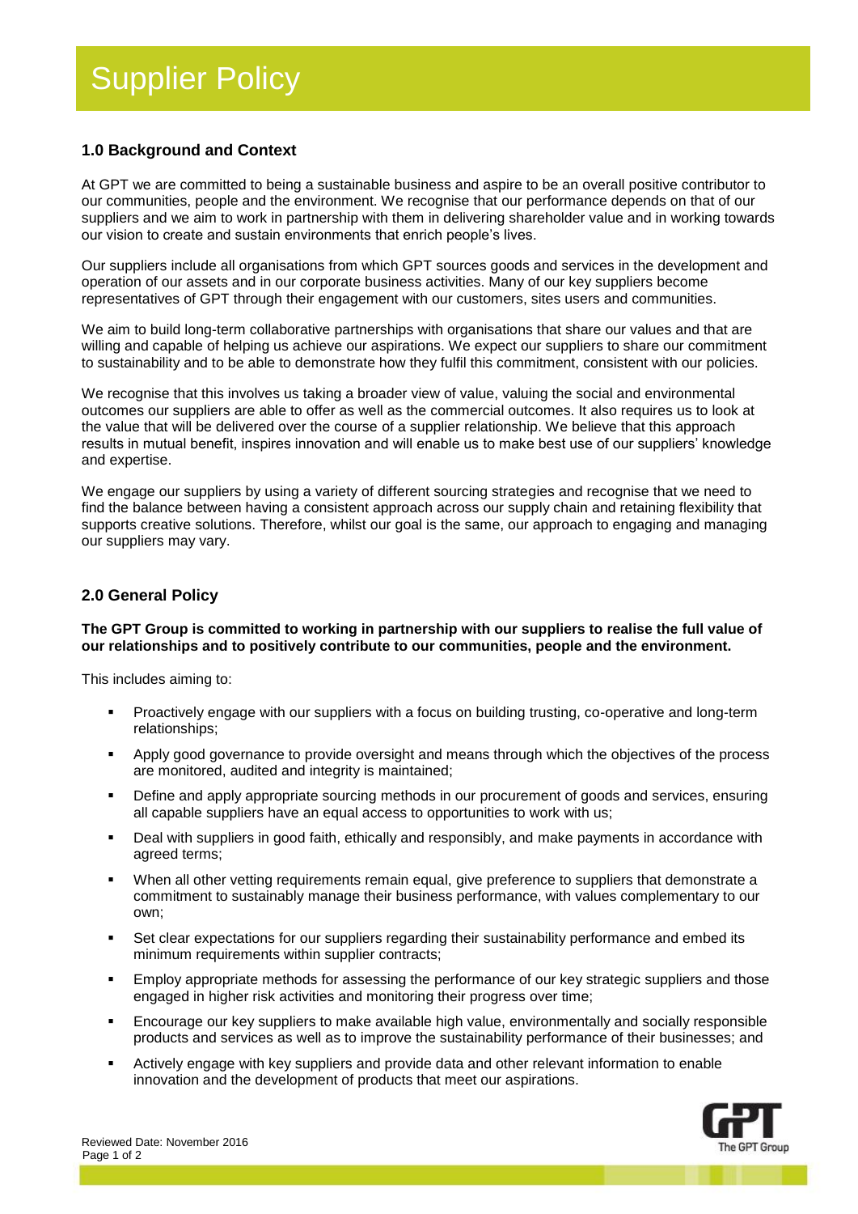# Supplier Policy

## 1.0 Background and Context

At GPT we are committed to being a sustainable business and aspire to be an overall positive contributor to our communities, people and the environment. We recognise that our performance depends on that of our suppliers and we aim to work in partnership with them in delivering shareholder value and in working towards our vision to create and sustain environments that enrich people's lives.

Our suppliers include all organisations from which GPT sources goods and services in the development and operation of our assets and in our corporate business activities. Many of our key suppliers become representatives of GPT through their engagement with our customers, sites users and communities.

We aim to build long-term collaborative partnerships with organisations that share our values and that are willing and capable of helping us achieve our aspirations. We expect our suppliers to share our commitment to sustainability and to be able to demonstrate how they fulfil this commitment, consistent with our policies.

We recognise that this involves us taking a broader view of value, valuing the social and environmental outcomes our suppliers are able to offer as well as the commercial outcomes. It also requires us to look at the value that will be delivered over the course of a supplier relationship. We believe that this approach results in mutual benefit, inspires innovation and will enable us to make best use of our suppliers' knowledge and expertise.

We engage our suppliers by using a variety of different sourcing strategies and recognise that we need to find the balance between having a consistent approach across our supply chain and retaining flexibility that supports creative solutions. Therefore, whilst our goal is the same, our approach to engaging and managing our suppliers may vary.

## 2.0 General Policy

**The GPT Group is committed to working in partnership with our suppliers to realise the full value of our relationships and to positively contribute to our communities, people and the environment.**

This includes aiming to:

- Proactively engage with our suppliers with a focus on building trusting, co-operative and long-term relationships;
- Apply good governance to provide oversight and means through which the objectives of the process are monitored, audited and integrity is maintained;
- Define and apply appropriate sourcing methods in our procurement of goods and services, ensuring all capable suppliers have an equal access to opportunities to work with us;
- Deal with suppliers in good faith, ethically and responsibly, and make payments in accordance with agreed terms;
- When all other vetting requirements remain equal, give preference to suppliers that demonstrate a commitment to sustainably manage their business performance, with values complementary to our own;
- Set clear expectations for our suppliers regarding their sustainability performance and embed its minimum requirements within supplier contracts;
- Employ appropriate methods for assessing the performance of our key strategic suppliers and those engaged in higher risk activities and monitoring their progress over time;
- Encourage our key suppliers to make available high value, environmentally and socially responsible products and services as well as to improve the sustainability performance of their businesses; and
- Actively engage with key suppliers and provide data and other relevant information to enable innovation and the development of products that meet our aspirations.

Reviewed Date: November 2016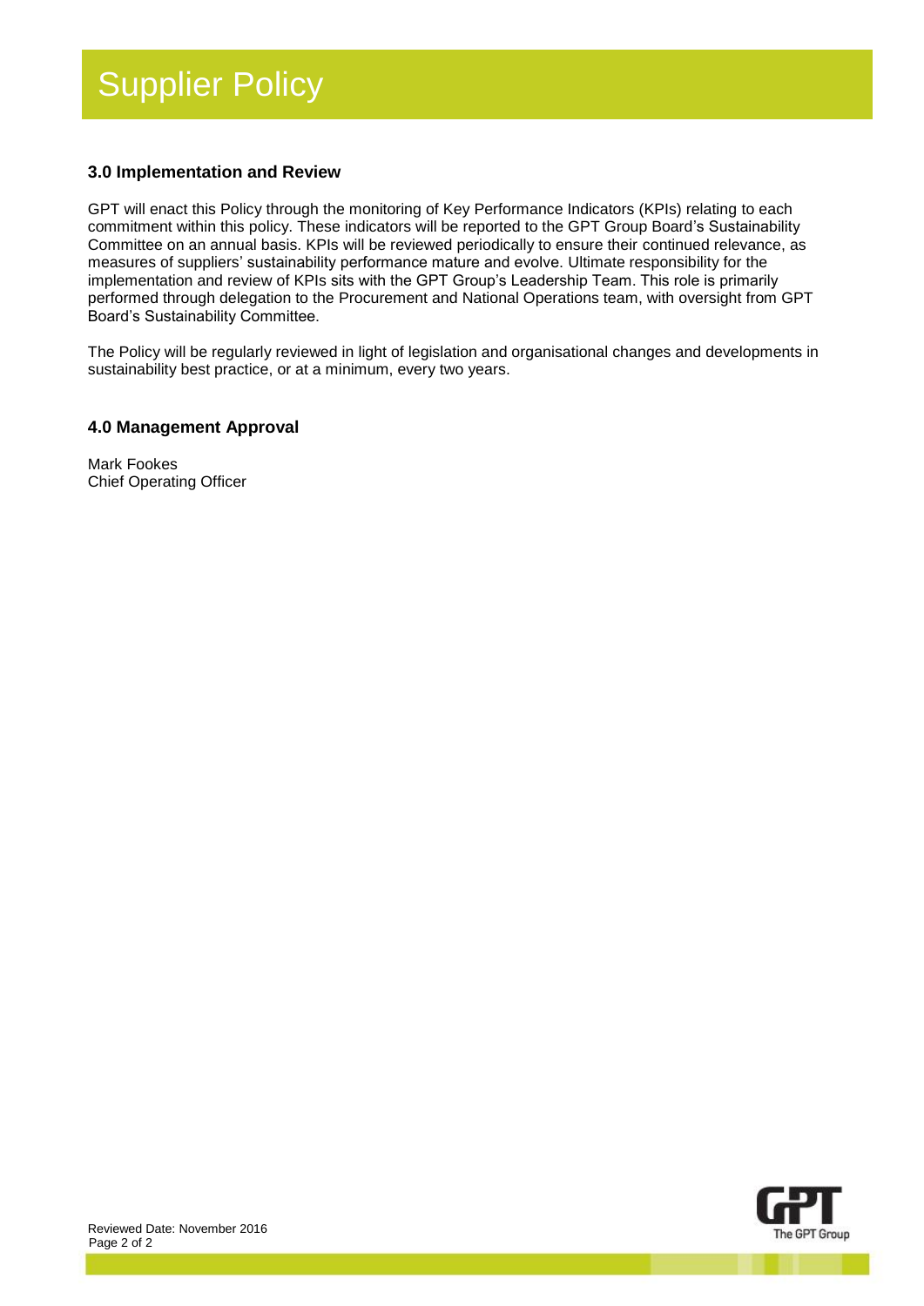## 3.0 Implementation and Review

GPT will enact this Policy through the monitoring of Key Performance Indicators (KPIs) relating to each commitment within this policy. These indicators will be reported to the GPT Group Board's Sustainability Committee on an annual basis. KPIs will be reviewed periodically to ensure their continued relevance, as measures of suppliers' sustainability performance mature and evolve. Ultimate responsibility for the implementation and review of KPIs sits with the GPT Group's Leadership Team. This role is primarily performed through delegation to the Procurement and National Operations team, with oversight from GPT Board's Sustainability Committee.

The Policy will be regularly reviewed in light of legislation and organisational changes and developments in sustainability best practice, or at a minimum, every two years.

## 4.0 Management Approval

Mark Fookes
Chief Operating Officer

Reviewed Date: November 2016